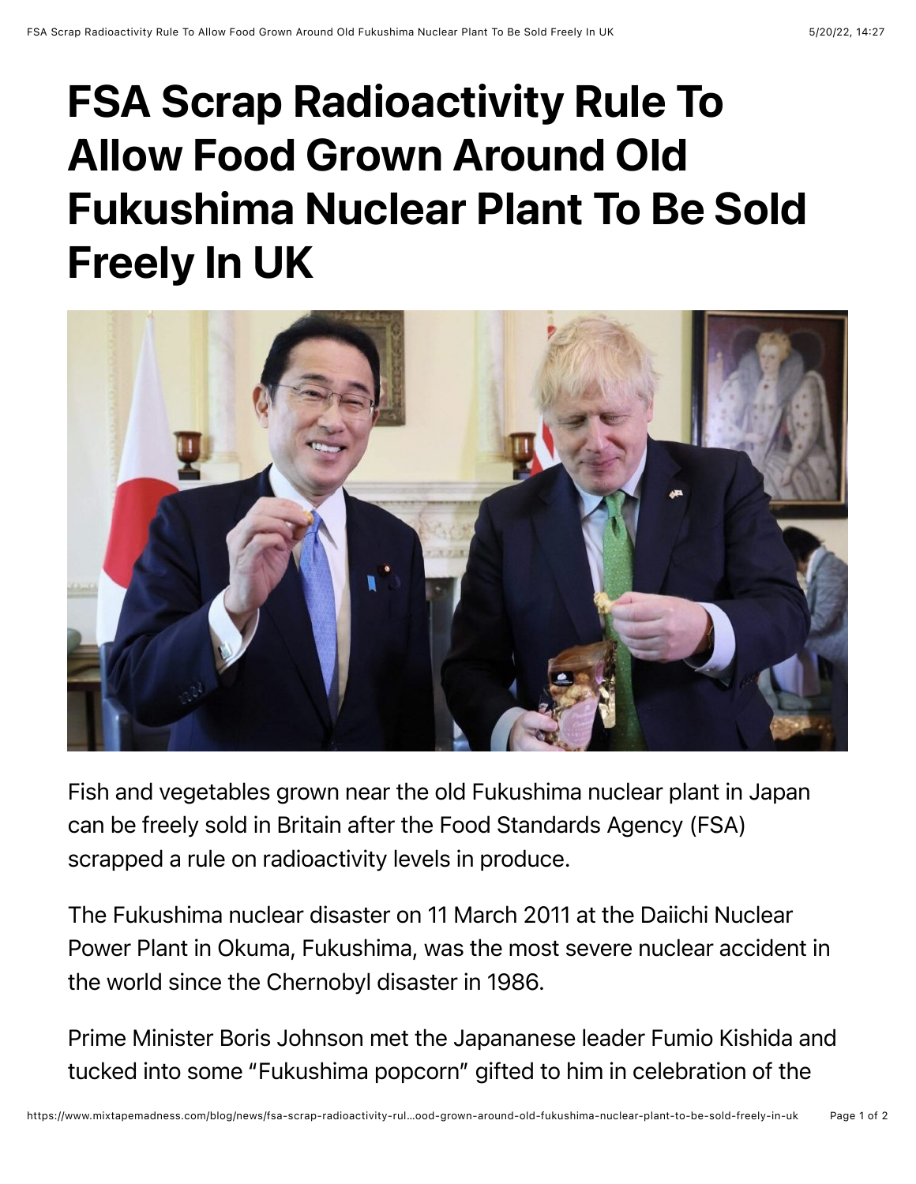# FSA Scrap Radioactivity Rule To Allow Food Grown Around Old Fukushima Nuclear Plant To Be Sold Freely In UK

Fish and vegetables grown near the old Fukushima nuclear plant in Japan can be freely sold in Britain after the Food Standards Agency (FSA) scrapped a rule on radioactivity levels in produce.

The Fukushima nuclear disaster on 11 March 2011 at the Daiichi Nuclear Power Plant in Okuma, Fukushima, was the most severe nuclear accident in the world since the Chernobyl disaster in 1986.

Prime Minister Boris Johnson met the Japananese leader Fumio Kishida and tucked into some "Fukushima popcorn" gifted to him in celebration of the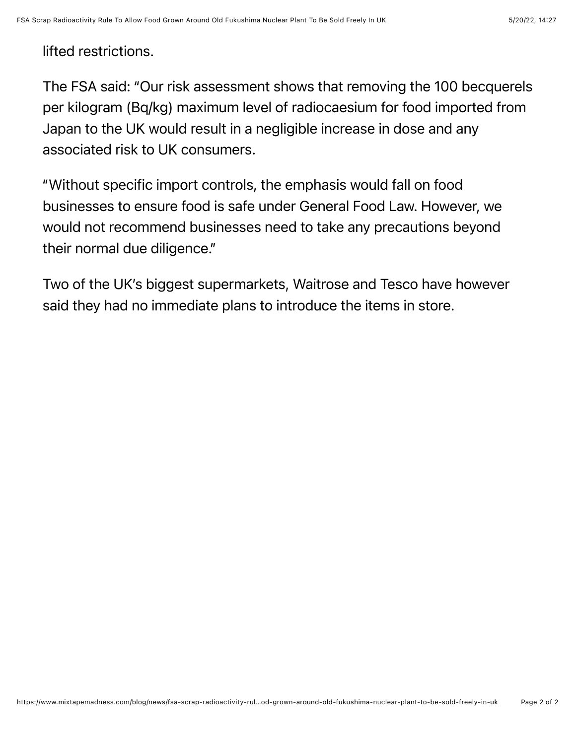lifted restrictions.

The FSA said: “Our risk assessment shows that removing the 100 becquerels per kilogram (Bq/kg) maximum level of radiocaesium for food imported from Japan to the UK would result in a negligible increase in dose and any associated risk to UK consumers.

“Without specific import controls, the emphasis would fall on food businesses to ensure food is safe under General Food Law. However, we would not recommend businesses need to take any precautions beyond their normal due diligence.”

Two of the UK’s biggest supermarkets, Waitrose and Tesco have however said they had no immediate plans to introduce the items in store.